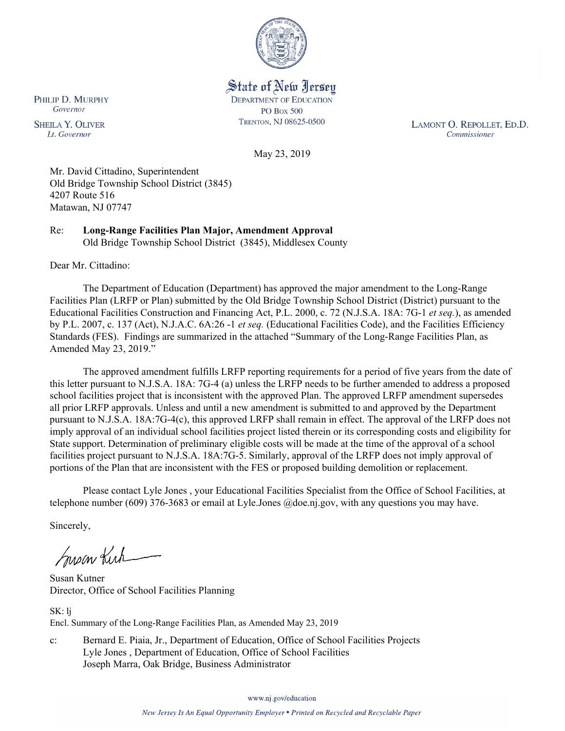State of New Jersey
DEPARTMENT OF EDUCATION
PO Box 500
TRENTON, NJ 08625-0500

PHILIP D. MURPHY
*Governor*

SHEILA Y. OLIVER
*Lt. Governor*

LAMONT O. REPOLLET, ED.D.
*Commissioner*

May 23, 2019

Mr. David Cittadino, Superintendent
Old Bridge Township School District (3845)
4207 Route 516
Matawan, NJ 07747

Re: **Long-Range Facilities Plan Major, Amendment Approval**
Old Bridge Township School District (3845), Middlesex County

Dear Mr. Cittadino:

The Department of Education (Department) has approved the major amendment to the Long-Range Facilities Plan (LRFP or Plan) submitted by the Old Bridge Township School District (District) pursuant to the Educational Facilities Construction and Financing Act, P.L. 2000, c. 72 (N.J.S.A. 18A: 7G-1 *et seq.*), as amended by P.L. 2007, c. 137 (Act), N.J.A.C. 6A:26 -1 *et seq.* (Educational Facilities Code), and the Facilities Efficiency Standards (FES). Findings are summarized in the attached "Summary of the Long-Range Facilities Plan, as Amended May 23, 2019."

The approved amendment fulfills LRFP reporting requirements for a period of five years from the date of this letter pursuant to N.J.S.A. 18A: 7G-4 (a) unless the LRFP needs to be further amended to address a proposed school facilities project that is inconsistent with the approved Plan. The approved LRFP amendment supersedes all prior LRFP approvals. Unless and until a new amendment is submitted to and approved by the Department pursuant to N.J.S.A. 18A:7G-4(c), this approved LRFP shall remain in effect. The approval of the LRFP does not imply approval of an individual school facilities project listed therein or its corresponding costs and eligibility for State support. Determination of preliminary eligible costs will be made at the time of the approval of a school facilities project pursuant to N.J.S.A. 18A:7G-5. Similarly, approval of the LRFP does not imply approval of portions of the Plan that are inconsistent with the FES or proposed building demolition or replacement.

Please contact Lyle Jones , your Educational Facilities Specialist from the Office of School Facilities, at telephone number (609) 376-3683 or email at Lyle.Jones @doe.nj.gov, with any questions you may have.

Sincerely,

Susan Kutner
Director, Office of School Facilities Planning

SK: lj
Encl. Summary of the Long-Range Facilities Plan, as Amended May 23, 2019

c: Bernard E. Piaia, Jr., Department of Education, Office of School Facilities Projects
Lyle Jones , Department of Education, Office of School Facilities
Joseph Marra, Oak Bridge, Business Administrator

www.nj.gov/education

*New Jersey Is An Equal Opportunity Employer • Printed on Recycled and Recyclable Paper*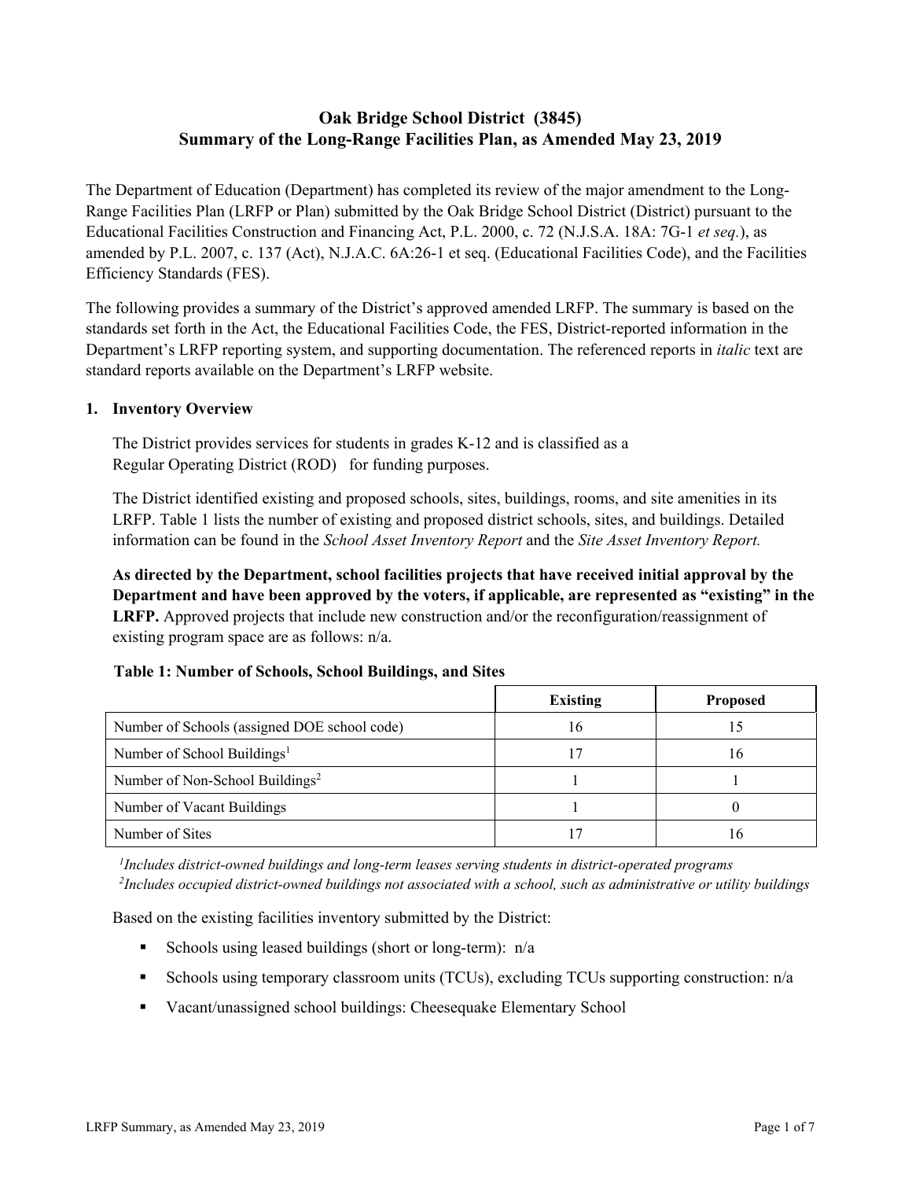# Oak Bridge School District (3845)
# Summary of the Long-Range Facilities Plan, as Amended May 23, 2019

The Department of Education (Department) has completed its review of the major amendment to the Long-Range Facilities Plan (LRFP or Plan) submitted by the Oak Bridge School District (District) pursuant to the Educational Facilities Construction and Financing Act, P.L. 2000, c. 72 (N.J.S.A. 18A: 7G-1 *et seq.*), as amended by P.L. 2007, c. 137 (Act), N.J.A.C. 6A:26-1 et seq. (Educational Facilities Code), and the Facilities Efficiency Standards (FES).

The following provides a summary of the District's approved amended LRFP. The summary is based on the standards set forth in the Act, the Educational Facilities Code, the FES, District-reported information in the Department's LRFP reporting system, and supporting documentation. The referenced reports in *italic* text are standard reports available on the Department's LRFP website.

## 1. Inventory Overview

The District provides services for students in grades K-12 and is classified as a Regular Operating District (ROD) for funding purposes.

The District identified existing and proposed schools, sites, buildings, rooms, and site amenities in its LRFP. Table 1 lists the number of existing and proposed district schools, sites, and buildings. Detailed information can be found in the *School Asset Inventory Report* and the *Site Asset Inventory Report.*

**As directed by the Department, school facilities projects that have received initial approval by the Department and have been approved by the voters, if applicable, are represented as "existing" in the LRFP.** Approved projects that include new construction and/or the reconfiguration/reassignment of existing program space are as follows: n/a.

**Table 1: Number of Schools, School Buildings, and Sites**

| | Existing | Proposed |
|---|---|---|
| Number of Schools (assigned DOE school code) | 16 | 15 |
| Number of School Buildings[1] | 17 | 16 |
| Number of Non-School Buildings[2] | 1 | 1 |
| Number of Vacant Buildings | 1 | 0 |
| Number of Sites | 17 | 16 |

[1] *Includes district-owned buildings and long-term leases serving students in district-operated programs*
[2] *Includes occupied district-owned buildings not associated with a school, such as administrative or utility buildings*

Based on the existing facilities inventory submitted by the District:

- Schools using leased buildings (short or long-term): n/a
- Schools using temporary classroom units (TCUs), excluding TCUs supporting construction: n/a
- Vacant/unassigned school buildings: Cheesequake Elementary School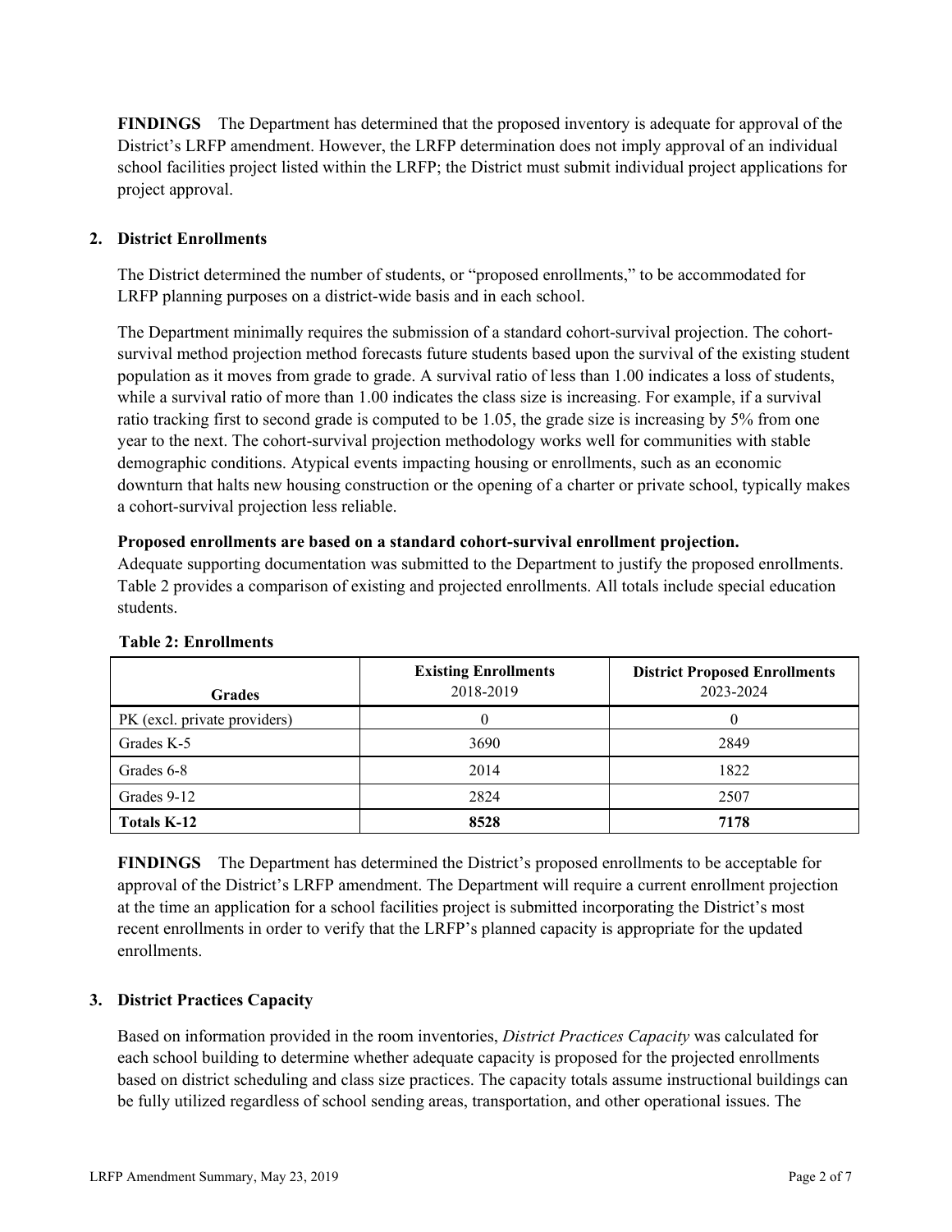**FINDINGS** The Department has determined that the proposed inventory is adequate for approval of the District's LRFP amendment. However, the LRFP determination does not imply approval of an individual school facilities project listed within the LRFP; the District must submit individual project applications for project approval.

## 2. District Enrollments

The District determined the number of students, or "proposed enrollments," to be accommodated for LRFP planning purposes on a district-wide basis and in each school.

The Department minimally requires the submission of a standard cohort-survival projection. The cohort-survival method projection method forecasts future students based upon the survival of the existing student population as it moves from grade to grade. A survival ratio of less than 1.00 indicates a loss of students, while a survival ratio of more than 1.00 indicates the class size is increasing. For example, if a survival ratio tracking first to second grade is computed to be 1.05, the grade size is increasing by 5% from one year to the next. The cohort-survival projection methodology works well for communities with stable demographic conditions. Atypical events impacting housing or enrollments, such as an economic downturn that halts new housing construction or the opening of a charter or private school, typically makes a cohort-survival projection less reliable.

**Proposed enrollments are based on a standard cohort-survival enrollment projection.**
Adequate supporting documentation was submitted to the Department to justify the proposed enrollments. Table 2 provides a comparison of existing and projected enrollments. All totals include special education students.

**Table 2: Enrollments**

| Grades | Existing Enrollments 2018-2019 | District Proposed Enrollments 2023-2024 |
|---|---|---|
| PK (excl. private providers) | 0 | 0 |
| Grades K-5 | 3690 | 2849 |
| Grades 6-8 | 2014 | 1822 |
| Grades 9-12 | 2824 | 2507 |
| **Totals K-12** | **8528** | **7178** |

**FINDINGS** The Department has determined the District's proposed enrollments to be acceptable for approval of the District's LRFP amendment. The Department will require a current enrollment projection at the time an application for a school facilities project is submitted incorporating the District's most recent enrollments in order to verify that the LRFP's planned capacity is appropriate for the updated enrollments.

## 3. District Practices Capacity

Based on information provided in the room inventories, *District Practices Capacity* was calculated for each school building to determine whether adequate capacity is proposed for the projected enrollments based on district scheduling and class size practices. The capacity totals assume instructional buildings can be fully utilized regardless of school sending areas, transportation, and other operational issues. The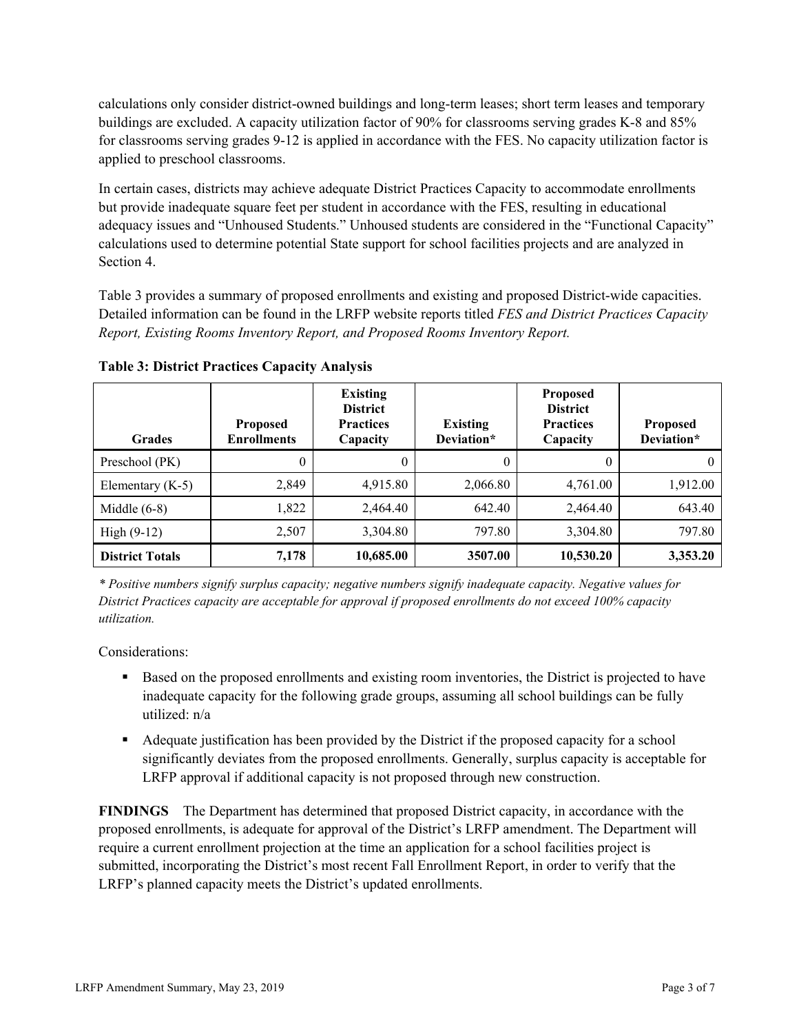calculations only consider district-owned buildings and long-term leases; short term leases and temporary buildings are excluded. A capacity utilization factor of 90% for classrooms serving grades K-8 and 85% for classrooms serving grades 9-12 is applied in accordance with the FES. No capacity utilization factor is applied to preschool classrooms.

In certain cases, districts may achieve adequate District Practices Capacity to accommodate enrollments but provide inadequate square feet per student in accordance with the FES, resulting in educational adequacy issues and "Unhoused Students." Unhoused students are considered in the "Functional Capacity" calculations used to determine potential State support for school facilities projects and are analyzed in Section 4.

Table 3 provides a summary of proposed enrollments and existing and proposed District-wide capacities. Detailed information can be found in the LRFP website reports titled *FES and District Practices Capacity Report, Existing Rooms Inventory Report, and Proposed Rooms Inventory Report.*

**Table 3: District Practices Capacity Analysis**

| Grades | Proposed Enrollments | Existing District Practices Capacity | Existing Deviation* | Proposed District Practices Capacity | Proposed Deviation* |
|---|---|---|---|---|---|
| Preschool (PK) | 0 | 0 | 0 | 0 | 0 |
| Elementary (K-5) | 2,849 | 4,915.80 | 2,066.80 | 4,761.00 | 1,912.00 |
| Middle (6-8) | 1,822 | 2,464.40 | 642.40 | 2,464.40 | 643.40 |
| High (9-12) | 2,507 | 3,304.80 | 797.80 | 3,304.80 | 797.80 |
| **District Totals** | **7,178** | **10,685.00** | **3507.00** | **10,530.20** | **3,353.20** |

*\* Positive numbers signify surplus capacity; negative numbers signify inadequate capacity. Negative values for District Practices capacity are acceptable for approval if proposed enrollments do not exceed 100% capacity utilization.*

Considerations:

- Based on the proposed enrollments and existing room inventories, the District is projected to have inadequate capacity for the following grade groups, assuming all school buildings can be fully utilized: n/a
- Adequate justification has been provided by the District if the proposed capacity for a school significantly deviates from the proposed enrollments. Generally, surplus capacity is acceptable for LRFP approval if additional capacity is not proposed through new construction.

**FINDINGS** The Department has determined that proposed District capacity, in accordance with the proposed enrollments, is adequate for approval of the District's LRFP amendment. The Department will require a current enrollment projection at the time an application for a school facilities project is submitted, incorporating the District's most recent Fall Enrollment Report, in order to verify that the LRFP's planned capacity meets the District's updated enrollments.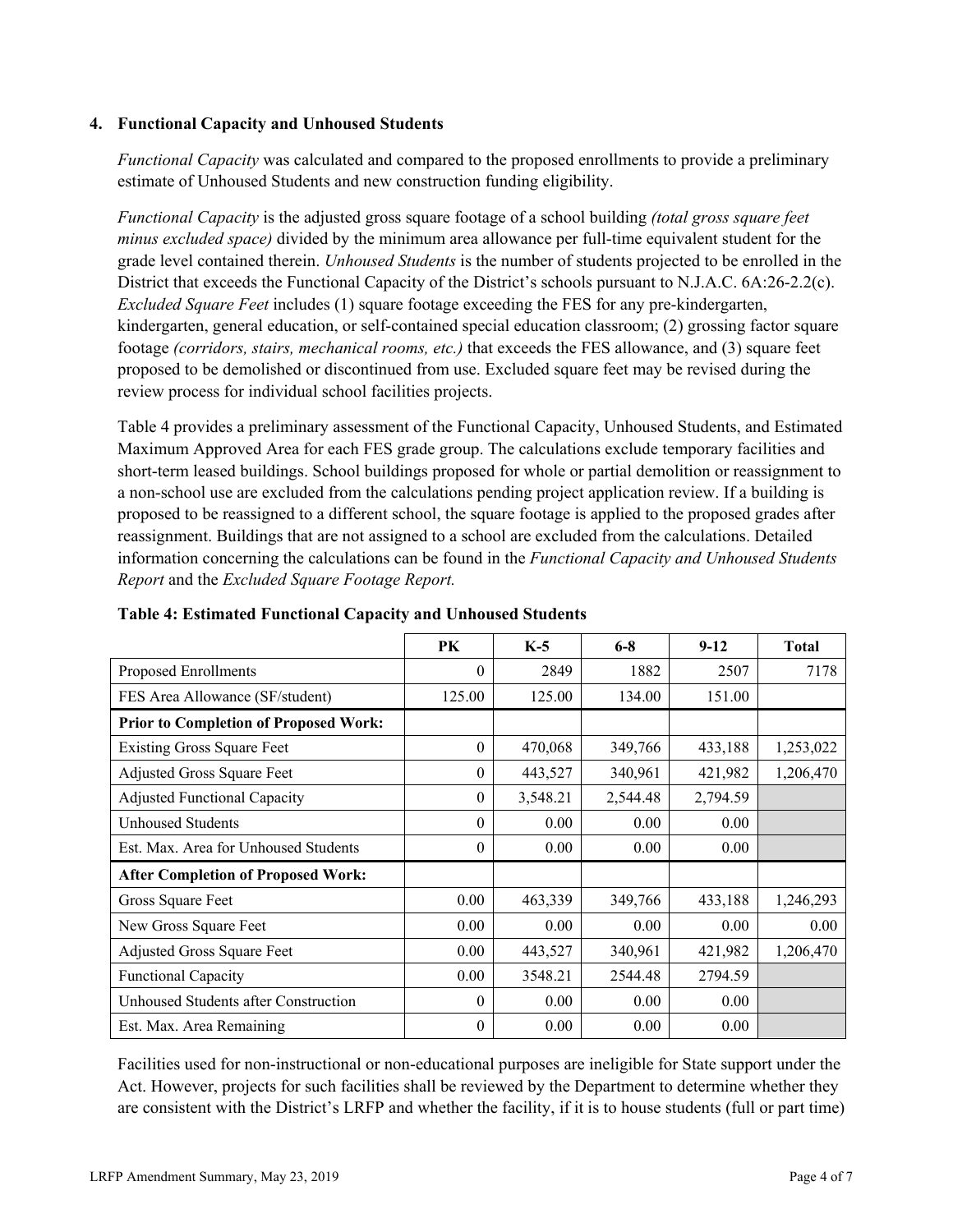### 4. Functional Capacity and Unhoused Students

*Functional Capacity* was calculated and compared to the proposed enrollments to provide a preliminary estimate of Unhoused Students and new construction funding eligibility.

*Functional Capacity* is the adjusted gross square footage of a school building *(total gross square feet minus excluded space)* divided by the minimum area allowance per full-time equivalent student for the grade level contained therein. *Unhoused Students* is the number of students projected to be enrolled in the District that exceeds the Functional Capacity of the District's schools pursuant to N.J.A.C. 6A:26-2.2(c). *Excluded Square Feet* includes (1) square footage exceeding the FES for any pre-kindergarten, kindergarten, general education, or self-contained special education classroom; (2) grossing factor square footage *(corridors, stairs, mechanical rooms, etc.)* that exceeds the FES allowance, and (3) square feet proposed to be demolished or discontinued from use. Excluded square feet may be revised during the review process for individual school facilities projects.

Table 4 provides a preliminary assessment of the Functional Capacity, Unhoused Students, and Estimated Maximum Approved Area for each FES grade group. The calculations exclude temporary facilities and short-term leased buildings. School buildings proposed for whole or partial demolition or reassignment to a non-school use are excluded from the calculations pending project application review. If a building is proposed to be reassigned to a different school, the square footage is applied to the proposed grades after reassignment. Buildings that are not assigned to a school are excluded from the calculations. Detailed information concerning the calculations can be found in the *Functional Capacity and Unhoused Students Report* and the *Excluded Square Footage Report.*

**Table 4: Estimated Functional Capacity and Unhoused Students**

| | PK | K-5 | 6-8 | 9-12 | Total |
|---|---|---|---|---|---|
| Proposed Enrollments | 0 | 2849 | 1882 | 2507 | 7178 |
| FES Area Allowance (SF/student) | 125.00 | 125.00 | 134.00 | 151.00 | |
| **Prior to Completion of Proposed Work:** | | | | | |
| Existing Gross Square Feet | 0 | 470,068 | 349,766 | 433,188 | 1,253,022 |
| Adjusted Gross Square Feet | 0 | 443,527 | 340,961 | 421,982 | 1,206,470 |
| Adjusted Functional Capacity | 0 | 3,548.21 | 2,544.48 | 2,794.59 | |
| Unhoused Students | 0 | 0.00 | 0.00 | 0.00 | |
| Est. Max. Area for Unhoused Students | 0 | 0.00 | 0.00 | 0.00 | |
| **After Completion of Proposed Work:** | | | | | |
| Gross Square Feet | 0.00 | 463,339 | 349,766 | 433,188 | 1,246,293 |
| New Gross Square Feet | 0.00 | 0.00 | 0.00 | 0.00 | 0.00 |
| Adjusted Gross Square Feet | 0.00 | 443,527 | 340,961 | 421,982 | 1,206,470 |
| Functional Capacity | 0.00 | 3548.21 | 2544.48 | 2794.59 | |
| Unhoused Students after Construction | 0 | 0.00 | 0.00 | 0.00 | |
| Est. Max. Area Remaining | 0 | 0.00 | 0.00 | 0.00 | |

Facilities used for non-instructional or non-educational purposes are ineligible for State support under the Act. However, projects for such facilities shall be reviewed by the Department to determine whether they are consistent with the District's LRFP and whether the facility, if it is to house students (full or part time)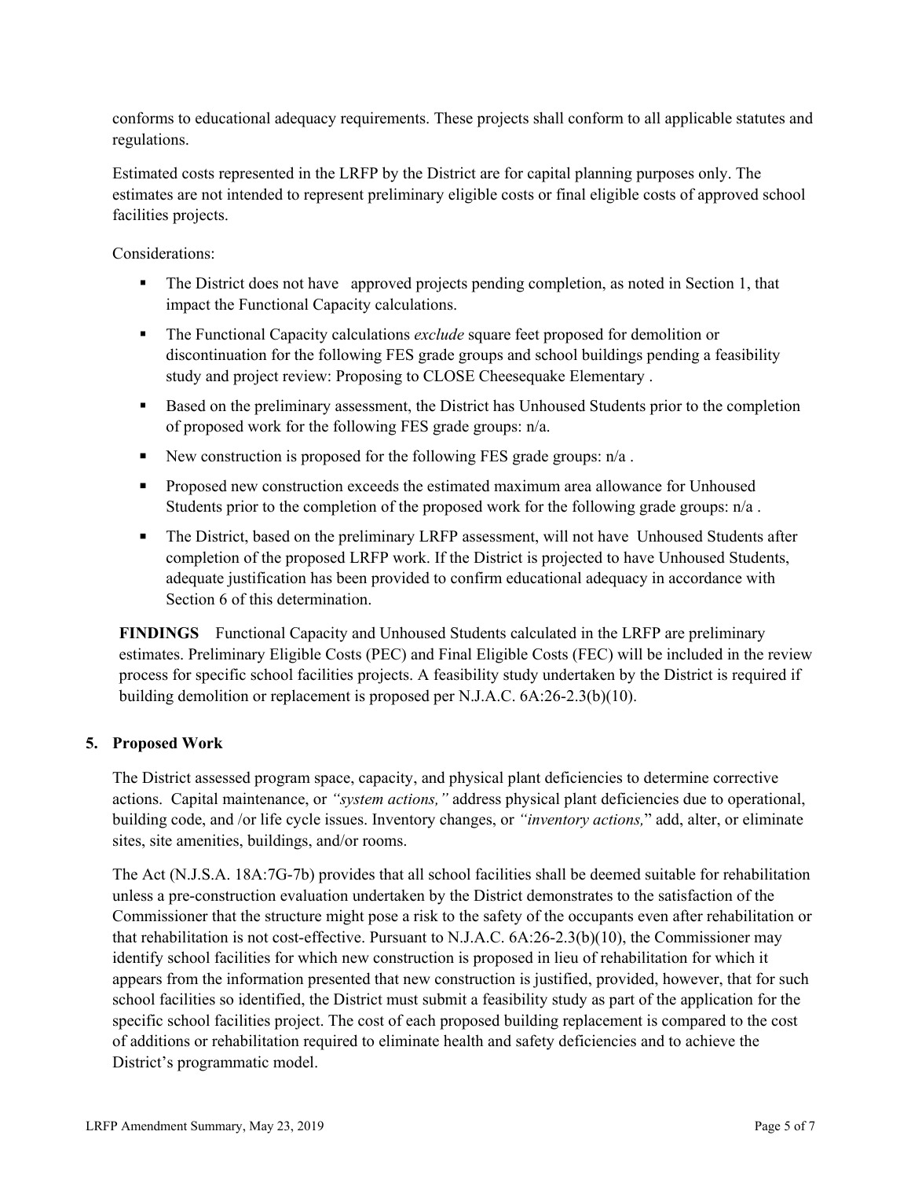conforms to educational adequacy requirements. These projects shall conform to all applicable statutes and regulations.

Estimated costs represented in the LRFP by the District are for capital planning purposes only. The estimates are not intended to represent preliminary eligible costs or final eligible costs of approved school facilities projects.

Considerations:

- The District does not have approved projects pending completion, as noted in Section 1, that impact the Functional Capacity calculations.
- The Functional Capacity calculations *exclude* square feet proposed for demolition or discontinuation for the following FES grade groups and school buildings pending a feasibility study and project review: Proposing to CLOSE Cheesequake Elementary .
- Based on the preliminary assessment, the District has Unhoused Students prior to the completion of proposed work for the following FES grade groups: n/a.
- New construction is proposed for the following FES grade groups: n/a .
- Proposed new construction exceeds the estimated maximum area allowance for Unhoused Students prior to the completion of the proposed work for the following grade groups: n/a .
- The District, based on the preliminary LRFP assessment, will not have Unhoused Students after completion of the proposed LRFP work. If the District is projected to have Unhoused Students, adequate justification has been provided to confirm educational adequacy in accordance with Section 6 of this determination.

**FINDINGS** Functional Capacity and Unhoused Students calculated in the LRFP are preliminary estimates. Preliminary Eligible Costs (PEC) and Final Eligible Costs (FEC) will be included in the review process for specific school facilities projects. A feasibility study undertaken by the District is required if building demolition or replacement is proposed per N.J.A.C. 6A:26-2.3(b)(10).

## 5. Proposed Work

The District assessed program space, capacity, and physical plant deficiencies to determine corrective actions. Capital maintenance, or *"system actions,"* address physical plant deficiencies due to operational, building code, and /or life cycle issues. Inventory changes, or *"inventory actions,"* add, alter, or eliminate sites, site amenities, buildings, and/or rooms.

The Act (N.J.S.A. 18A:7G-7b) provides that all school facilities shall be deemed suitable for rehabilitation unless a pre-construction evaluation undertaken by the District demonstrates to the satisfaction of the Commissioner that the structure might pose a risk to the safety of the occupants even after rehabilitation or that rehabilitation is not cost-effective. Pursuant to N.J.A.C. 6A:26-2.3(b)(10), the Commissioner may identify school facilities for which new construction is proposed in lieu of rehabilitation for which it appears from the information presented that new construction is justified, provided, however, that for such school facilities so identified, the District must submit a feasibility study as part of the application for the specific school facilities project. The cost of each proposed building replacement is compared to the cost of additions or rehabilitation required to eliminate health and safety deficiencies and to achieve the District's programmatic model.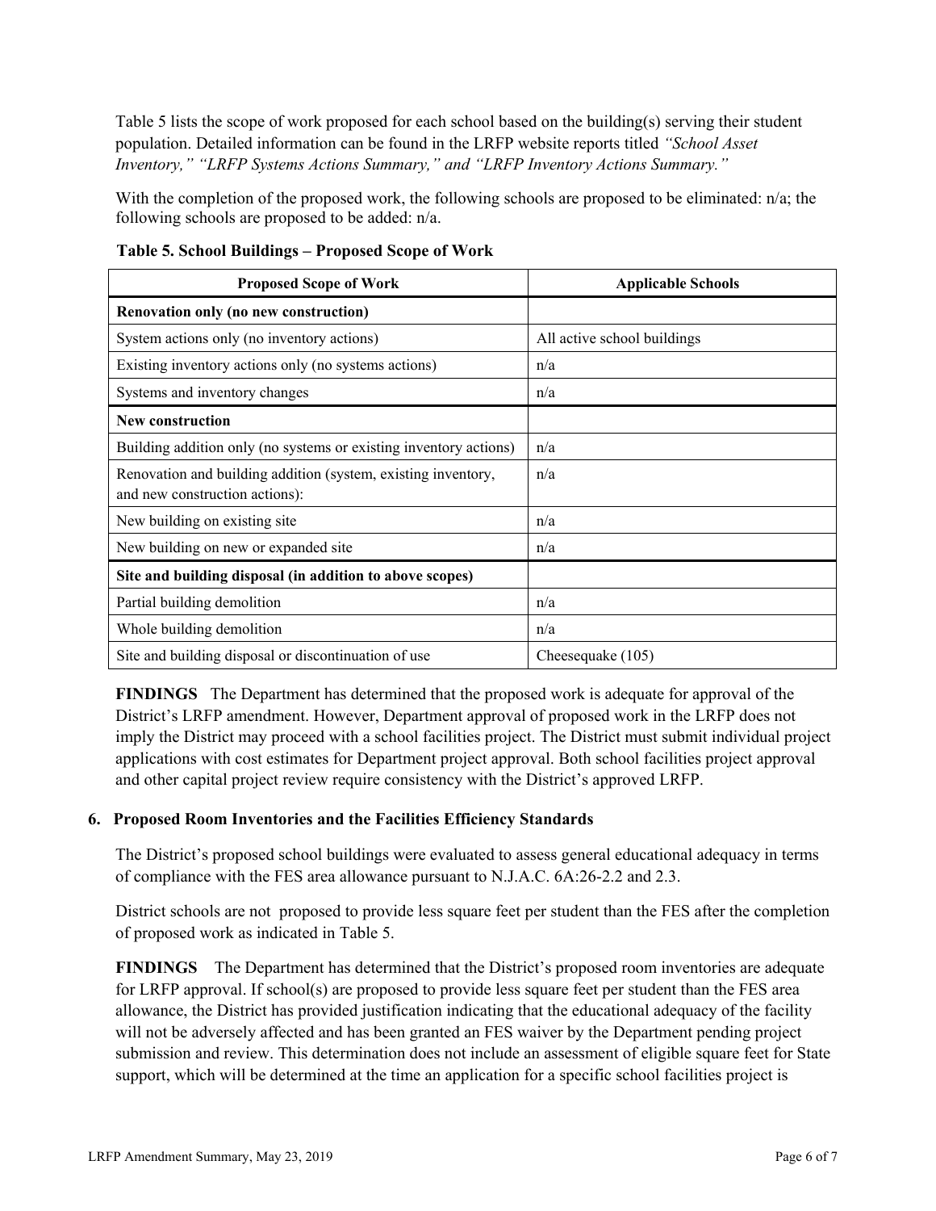Table 5 lists the scope of work proposed for each school based on the building(s) serving their student population. Detailed information can be found in the LRFP website reports titled *"School Asset Inventory," "LRFP Systems Actions Summary," and "LRFP Inventory Actions Summary."*

With the completion of the proposed work, the following schools are proposed to be eliminated: n/a; the following schools are proposed to be added: n/a.

**Table 5. School Buildings – Proposed Scope of Work**

| Proposed Scope of Work | Applicable Schools |
|---|---|
| **Renovation only (no new construction)** | |
| System actions only (no inventory actions) | All active school buildings |
| Existing inventory actions only (no systems actions) | n/a |
| Systems and inventory changes | n/a |
| **New construction** | |
| Building addition only (no systems or existing inventory actions) | n/a |
| Renovation and building addition (system, existing inventory, and new construction actions): | n/a |
| New building on existing site | n/a |
| New building on new or expanded site | n/a |
| **Site and building disposal (in addition to above scopes)** | |
| Partial building demolition | n/a |
| Whole building demolition | n/a |
| Site and building disposal or discontinuation of use | Cheesequake (105) |

**FINDINGS** The Department has determined that the proposed work is adequate for approval of the District's LRFP amendment. However, Department approval of proposed work in the LRFP does not imply the District may proceed with a school facilities project. The District must submit individual project applications with cost estimates for Department project approval. Both school facilities project approval and other capital project review require consistency with the District's approved LRFP.

### 6. Proposed Room Inventories and the Facilities Efficiency Standards

The District's proposed school buildings were evaluated to assess general educational adequacy in terms of compliance with the FES area allowance pursuant to N.J.A.C. 6A:26-2.2 and 2.3.

District schools are not proposed to provide less square feet per student than the FES after the completion of proposed work as indicated in Table 5.

**FINDINGS** The Department has determined that the District's proposed room inventories are adequate for LRFP approval. If school(s) are proposed to provide less square feet per student than the FES area allowance, the District has provided justification indicating that the educational adequacy of the facility will not be adversely affected and has been granted an FES waiver by the Department pending project submission and review. This determination does not include an assessment of eligible square feet for State support, which will be determined at the time an application for a specific school facilities project is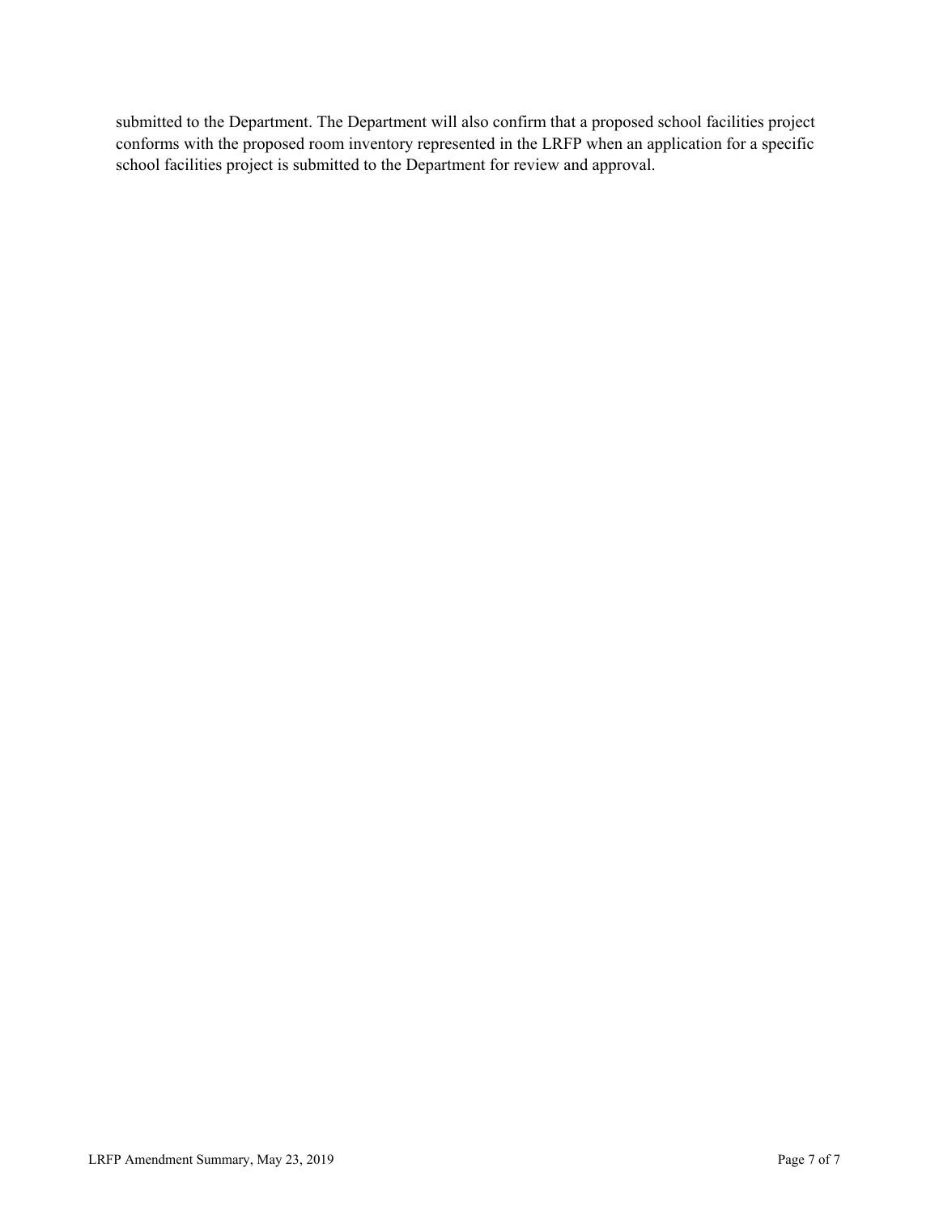submitted to the Department. The Department will also confirm that a proposed school facilities project conforms with the proposed room inventory represented in the LRFP when an application for a specific school facilities project is submitted to the Department for review and approval.